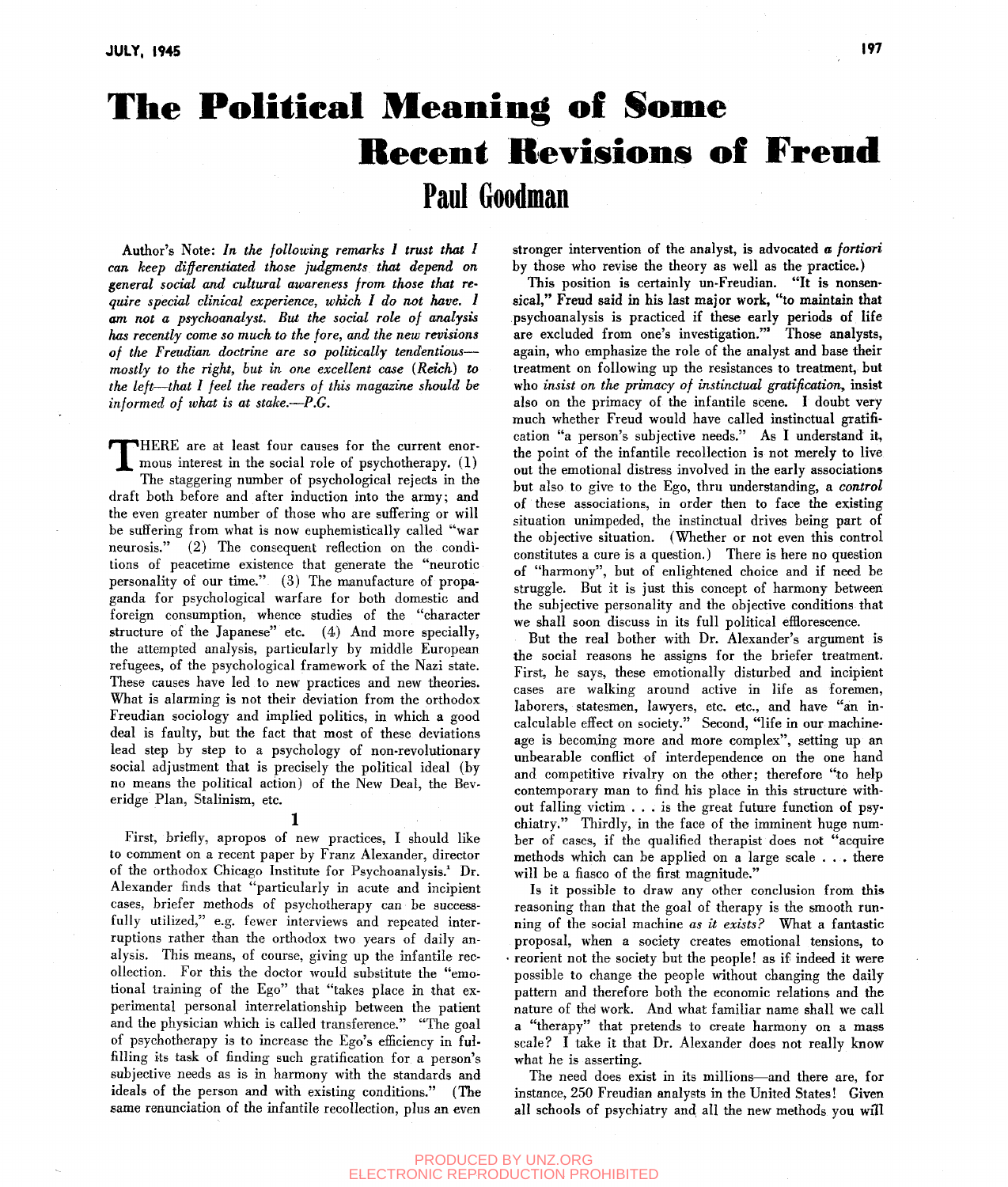# The Political Meaning of Some Recent Revisions of Freud

## Paul Goodman

Author's Note: *In the following remarks I trust that I can keep differentiated those judgments that depend on general social and cultural awareness from those that require special clinical experience, which I do not have. I am not a psychoanalyst. But the social role of analysis has recently come so much to the fore, and the new revisions of the Freudian doctrine are so politically tendentious—mostly to the right, but in one excellent case (Reich) to the left—that I feel the readers of this magazine should be informed of what is at stake.—P.G.*

THERE are at least four causes for the current enormous interest in the social role of psychotherapy. (1) The staggering number of psychological rejects in the draft both before and after induction into the army; and the even greater number of those who are suffering or will be suffering from what is now euphemistically called "war neurosis." (2) The consequent reflection on the conditions of peacetime existence that generate the "neurotic personality of our time." (3) The manufacture of propaganda for psychological warfare for both domestic and foreign consumption, whence studies of the "character structure of the Japanese" etc. (4) And more specially, the attempted analysis, particularly by middle European refugees, of the psychological framework of the Nazi state. These causes have led to new practices and new theories. What is alarming is not their deviation from the orthodox Freudian sociology and implied politics, in which a good deal is faulty, but the fact that most of these deviations lead step by step to a psychology of non-revolutionary social adjustment that is precisely the political ideal (by no means the political action) of the New Deal, the Beveridge Plan, Stalinism, etc.

### 1

First, briefly, apropos of new practices, I should like to comment on a recent paper by Franz Alexander, director of the orthodox Chicago Institute for Psychoanalysis.[1] Dr. Alexander finds that "particularly in acute and incipient cases, briefer methods of psychotherapy can be successfully utilized," e.g. fewer interviews and repeated interruptions rather than the orthodox two years of daily analysis. This means, of course, giving up the infantile recollection. For this the doctor would substitute the "emotional training of the Ego" that "takes place in that experimental personal interrelationship between the patient and the physician which is called transference." "The goal of psychotherapy is to increase the Ego's efficiency in fulfilling its task of finding such gratification for a person's subjective needs as is in harmony with the standards and ideals of the person and with existing conditions." (The same renunciation of the infantile recollection, plus an even stronger intervention of the analyst, is advocated *a fortiori* by those who revise the theory as well as the practice.)

This position is certainly un-Freudian. "It is nonsensical," Freud said in his last major work, "to maintain that psychoanalysis is practiced if these early periods of life are excluded from one's investigation."[2] Those analysts, again, who emphasize the role of the analyst and base their treatment on following up the resistances to treatment, but who *insist on the primacy of instinctual gratification*, insist also on the primacy of the infantile scene. I doubt very much whether Freud would have called instinctual gratification "a person's subjective needs." As I understand it, the point of the infantile recollection is not merely to live out the emotional distress involved in the early associations but also to give to the Ego, thru understanding, a *control* of these associations, in order then to face the existing situation unimpeded, the instinctual drives being part of the objective situation. (Whether or not even this control constitutes a cure is a question.) There is here no question of "harmony", but of enlightened choice and if need be struggle. But it is just this concept of harmony between the subjective personality and the objective conditions that we shall soon discuss in its full political efflorescence.

But the real bother with Dr. Alexander's argument is the social reasons he assigns for the briefer treatment. First, he says, these emotionally disturbed and incipient cases are walking around active in life as foremen, laborers, statesmen, lawyers, etc. etc., and have "an incalculable effect on society." Second, "life in our machine-age is becoming more and more complex", setting up an unbearable conflict of interdependence on the one hand and competitive rivalry on the other; therefore "to help contemporary man to find his place in this structure without falling victim . . . is the great future function of psychiatry." Thirdly, in the face of the imminent huge number of cases, if the qualified therapist does not "acquire methods which can be applied on a large scale . . . there will be a fiasco of the first magnitude."

Is it possible to draw any other conclusion from this reasoning than that the goal of therapy is the smooth running of the social machine *as it exists?* What a fantastic proposal, when a society creates emotional tensions, to reorient not the society but the people! as if indeed it were possible to change the people without changing the daily pattern and therefore both the economic relations and the nature of the work. And what familiar name shall we call a "therapy" that pretends to create harmony on a mass scale? I take it that Dr. Alexander does not really know what he is asserting.

The need does exist in its millions—and there are, for instance, 250 Freudian analysts in the United States! Given all schools of psychiatry and all the new methods you will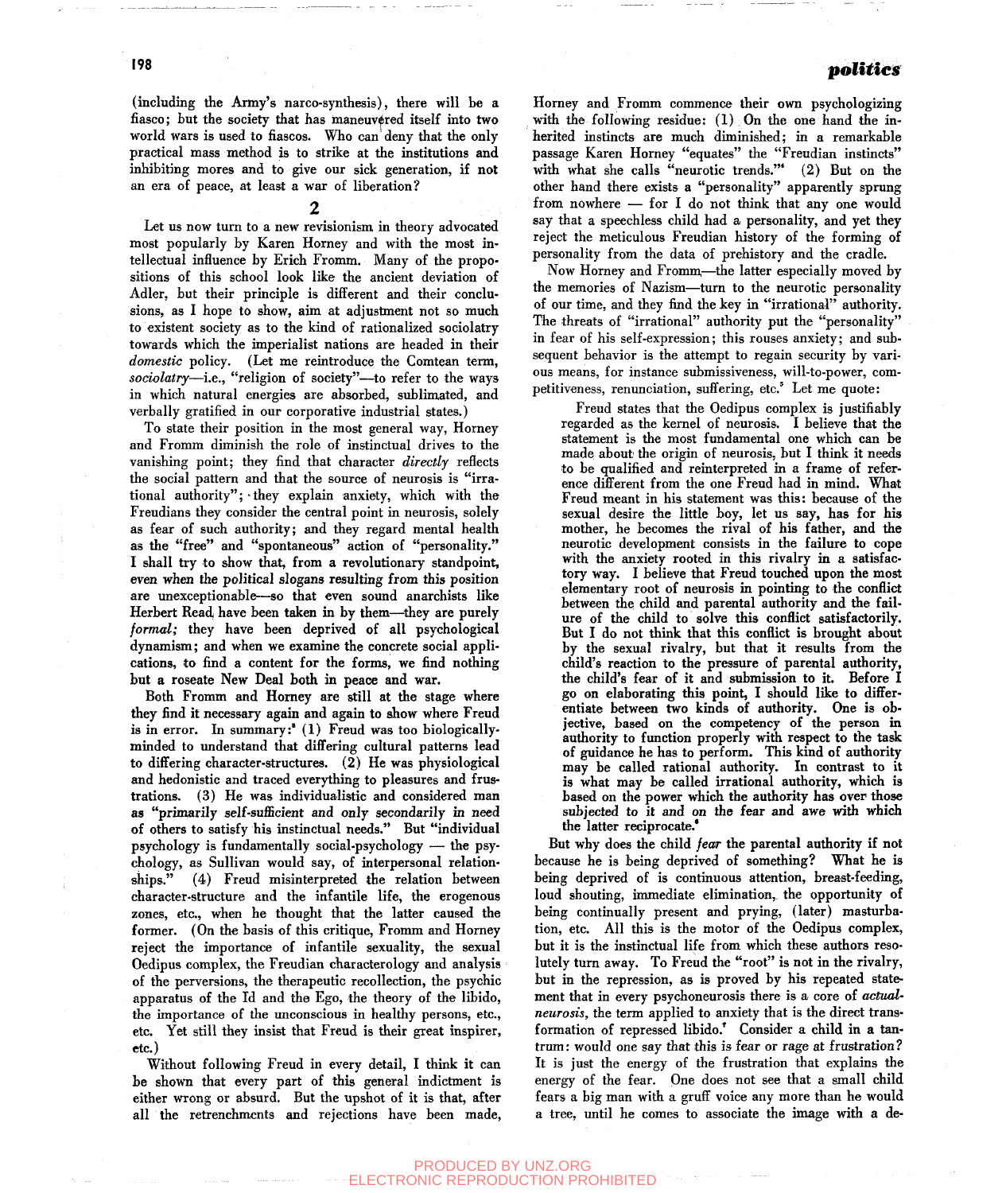(including the Army's narco-synthesis), there will be a fiasco; but the society that has maneuvered itself into two world wars is used to fiascos. Who can deny that the only practical mass method is to strike at the institutions and inhibiting mores and to give our sick generation, if not an era of peace, at least a war of liberation?

## 2

Let us now turn to a new revisionism in theory advocated most popularly by Karen Horney and with the most intellectual influence by Erich Fromm. Many of the propositions of this school look like the ancient deviation of Adler, but their principle is different and their conclusions, as I hope to show, aim at adjustment not so much to existent society as to the kind of rationalized sociolatry towards which the imperialist nations are headed in their *domestic* policy. (Let me reintroduce the Comtean term, *sociolatry*—i.e., "religion of society"—to refer to the ways in which natural energies are absorbed, sublimated, and verbally gratified in our corporative industrial states.)

To state their position in the most general way, Horney and Fromm diminish the role of instinctual drives to the vanishing point; they find that character *directly* reflects the social pattern and that the source of neurosis is "irrational authority"; they explain anxiety, which with the Freudians they consider the central point in neurosis, solely as fear of such authority; and they regard mental health as the "free" and "spontaneous" action of "personality." I shall try to show that, from a revolutionary standpoint, even when the political slogans resulting from this position are unexceptionable—so that even sound anarchists like Herbert Read have been taken in by them—they are purely *formal;* they have been deprived of all psychological dynamism; and when we examine the concrete social applications, to find a content for the forms, we find nothing but a roseate New Deal both in peace and war.

Both Fromm and Horney are still at the stage where they find it necessary again and again to show where Freud is in error. In summary:[3] (1) Freud was too biologically-minded to understand that differing cultural patterns lead to differing character-structures. (2) He was physiological and hedonistic and traced everything to pleasures and frustrations. (3) He was individualistic and considered man as "primarily self-sufficient and only secondarily in need of others to satisfy his instinctual needs." But "individual psychology is fundamentally social-psychology — the psychology, as Sullivan would say, of interpersonal relationships." (4) Freud misinterpreted the relation between character-structure and the infantile life, the erogenous zones, etc., when he thought that the latter caused the former. (On the basis of this critique, Fromm and Horney reject the importance of infantile sexuality, the sexual Oedipus complex, the Freudian characterology and analysis of the perversions, the therapeutic recollection, the psychic apparatus of the Id and the Ego, the theory of the libido, the importance of the unconscious in healthy persons, etc., etc. Yet still they insist that Freud is their great inspirer, etc.)

Without following Freud in every detail, I think it can be shown that every part of this general indictment is either wrong or absurd. But the upshot of it is that, after all the retrenchments and rejections have been made, Horney and Fromm commence their own psychologizing with the following residue: (1) On the one hand the inherited instincts are much diminished; in a remarkable passage Karen Horney "equates" the "Freudian instincts" with what she calls "neurotic trends."[4] (2) But on the other hand there exists a "personality" apparently sprung from nowhere — for I do not think that any one would say that a speechless child had a personality, and yet they reject the meticulous Freudian history of the forming of personality from the data of prehistory and the cradle.

Now Horney and Fromm—the latter especially moved by the memories of Nazism—turn to the neurotic personality of our time, and they find the key in "irrational" authority. The threats of "irrational" authority put the "personality" in fear of his self-expression; this rouses anxiety; and subsequent behavior is the attempt to regain security by various means, for instance submissiveness, will-to-power, competitiveness, renunciation, suffering, etc.[5] Let me quote:

> Freud states that the Oedipus complex is justifiably regarded as the kernel of neurosis. I believe that the statement is the most fundamental one which can be made about the origin of neurosis, but I think it needs to be qualified and reinterpreted in a frame of reference different from the one Freud had in mind. What Freud meant in his statement was this: because of the sexual desire the little boy, let us say, has for his mother, he becomes the rival of his father, and the neurotic development consists in the failure to cope with the anxiety rooted in this rivalry in a satisfactory way. I believe that Freud touched upon the most elementary root of neurosis in pointing to the conflict between the child and parental authority and the failure of the child to solve this conflict satisfactorily. But I do not think that this conflict is brought about by the sexual rivalry, but that it results from the child's reaction to the pressure of parental authority, the child's fear of it and submission to it. Before I go on elaborating this point, I should like to differentiate between two kinds of authority. One is objective, based on the competency of the person in authority to function properly with respect to the task of guidance he has to perform. This kind of authority may be called rational authority. In contrast to it is what may be called irrational authority, which is based on the power which the authority has over those subjected to it and on the fear and awe with which the latter reciprocate.[6]

But why does the child *fear* the parental authority if not because he is being deprived of something? What he is being deprived of is continuous attention, breast-feeding, loud shouting, immediate elimination, the opportunity of being continually present and prying, (later) masturbation, etc. All this is the motor of the Oedipus complex, but it is the instinctual life from which these authors resolutely turn away. To Freud the "root" is not in the rivalry, but in the repression, as is proved by his repeated statement that in every psychoneurosis there is a core of *actual-neurosis*, the term applied to anxiety that is the direct transformation of repressed libido.[7] Consider a child in a tantrum: would one say that this is fear or rage at frustration? It is just the energy of the frustration that explains the energy of the fear. One does not see that a small child fears a big man with a gruff voice any more than he would a tree, until he comes to associate the image with a de-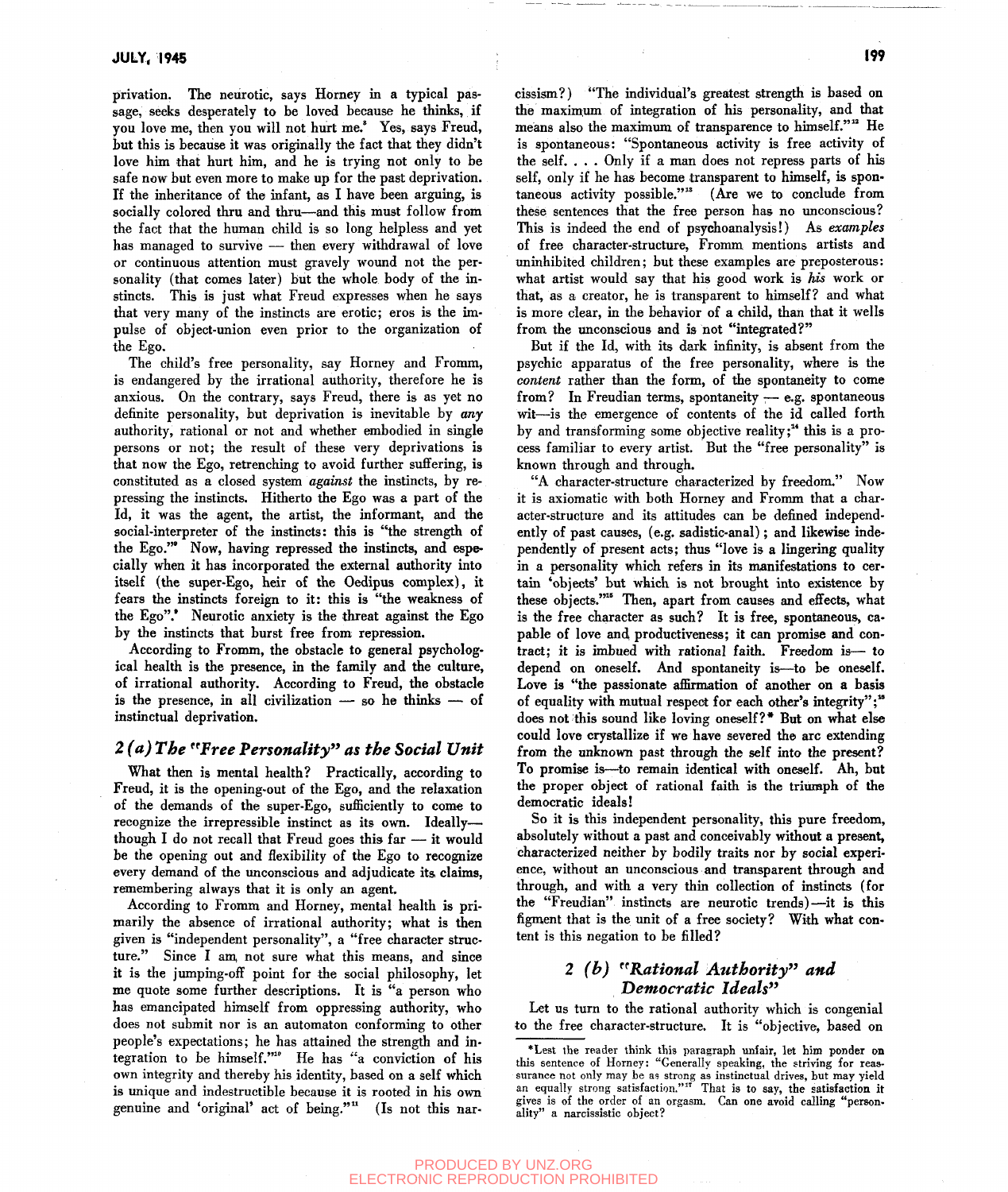privation. The neurotic, says Horney in a typical passage, seeks desperately to be loved because he thinks, if you love me, then you will not hurt me.[7] Yes, says Freud, but this is because it was originally the fact that they didn't love him that hurt him, and he is trying not only to be safe now but even more to make up for the past deprivation. If the inheritance of the infant, as I have been arguing, is socially colored thru and thru—and this must follow from the fact that the human child is so long helpless and yet has managed to survive — then every withdrawal of love or continuous attention must gravely wound not the personality (that comes later) but the whole body of the instincts. This is just what Freud expresses when he says that very many of the instincts are erotic; eros is the impulse of object-union even prior to the organization of the Ego.

The child's free personality, say Horney and Fromm, is endangered by the irrational authority, therefore he is anxious. On the contrary, says Freud, there is as yet no definite personality, but deprivation is inevitable by *any* authority, rational or not and whether embodied in single persons or not; the result of these very deprivations is that now the Ego, retrenching to avoid further suffering, is constituted as a closed system *against* the instincts, by repressing the instincts. Hitherto the Ego was a part of the Id, it was the agent, the artist, the informant, and the social-interpreter of the instincts: this is "the strength of the Ego."[8] Now, having repressed the instincts, and especially when it has incorporated the external authority into itself (the super-Ego, heir of the Oedipus complex), it fears the instincts foreign to it: this is "the weakness of the Ego".[9] Neurotic anxiety is the threat against the Ego by the instincts that burst free from repression.

According to Fromm, the obstacle to general psychological health is the presence, in the family and the culture, of irrational authority. According to Freud, the obstacle is the presence, in all civilization — so he thinks — of instinctual deprivation.

## 2 (a) The "Free Personality" as the Social Unit

What then is mental health? Practically, according to Freud, it is the opening-out of the Ego, and the relaxation of the demands of the super-Ego, sufficiently to come to recognize the irrepressible instinct as its own. Ideally—though I do not recall that Freud goes this far — it would be the opening out and flexibility of the Ego to recognize every demand of the unconscious and adjudicate its claims, remembering always that it is only an agent.

According to Fromm and Horney, mental health is primarily the absence of irrational authority; what is then given is "independent personality", a "free character structure." Since I am not sure what this means, and since it is the jumping-off point for the social philosophy, let me quote some further descriptions. It is "a person who has emancipated himself from oppressing authority, who does not submit nor is an automaton conforming to other people's expectations; he has attained the strength and integration to be himself."[10] He has "a conviction of his own integrity and thereby his identity, based on a self which is unique and indestructible because it is rooted in his own genuine and 'original' act of being."[11] (Is not this narcissism?) "The individual's greatest strength is based on the maximum of integration of his personality, and that means also the maximum of transparence to himself."[12] He is spontaneous: "Spontaneous activity is free activity of the self. . . . Only if a man does not repress parts of his self, only if he has become transparent to himself, is spontaneous activity possible."[13] (Are we to conclude from these sentences that the free person has no unconscious? This is indeed the end of psychoanalysis!) As *examples* of free character-structure, Fromm mentions artists and uninhibited children; but these examples are preposterous: what artist would say that his good work is *his* work or that, as a creator, he is transparent to himself? and what is more clear, in the behavior of a child, than that it wells from the unconscious and is not "integrated?"

But if the Id, with its dark infinity, is absent from the psychic apparatus of the free personality, where is the *content* rather than the form, of the spontaneity to come from? In Freudian terms, spontaneity — e.g. spontaneous wit—is the emergence of contents of the id called forth by and transforming some objective reality;[14] this is a process familiar to every artist. But the "free personality" is known through and through.

"A character-structure characterized by freedom." Now it is axiomatic with both Horney and Fromm that a character-structure and its attitudes can be defined independently of past causes, (e.g. sadistic-anal); and likewise independently of present acts; thus "love is a lingering quality in a personality which refers in its manifestations to certain 'objects' but which is not brought into existence by these objects."[15] Then, apart from causes and effects, what is the free character as such? It is free, spontaneous, capable of love and productiveness; it can promise and contract; it is imbued with rational faith. Freedom is— to depend on oneself. And spontaneity is—to be oneself. Love is "the passionate affirmation of another on a basis of equality with mutual respect for each other's integrity";[16] does not this sound like loving oneself?* But on what else could love crystallize if we have severed the arc extending from the unknown past through the self into the present? To promise is—to remain identical with oneself. Ah, but the proper object of rational faith is the triumph of the democratic ideals!

So it is this independent personality, this pure freedom, absolutely without a past and conceivably without a present, characterized neither by bodily traits nor by social experience, without an unconscious and transparent through and through, and with a very thin collection of instincts (for the "Freudian" instincts are neurotic trends)—it is this figment that is the unit of a free society? With what content is this negation to be filled?

## 2 (b) "Rational Authority" and Democratic Ideals"

Let us turn to the rational authority which is congenial to the free character-structure. It is "objective, based on

*Lest the reader think this paragraph unfair, let him ponder on this sentence of Horney: "Generally speaking, the striving for reassurance not only may be as strong as instinctual drives, but may yield an equally strong satisfaction."[17] That is to say, the satisfaction it gives is of the order of an orgasm. Can one avoid calling "personality" a narcissistic object?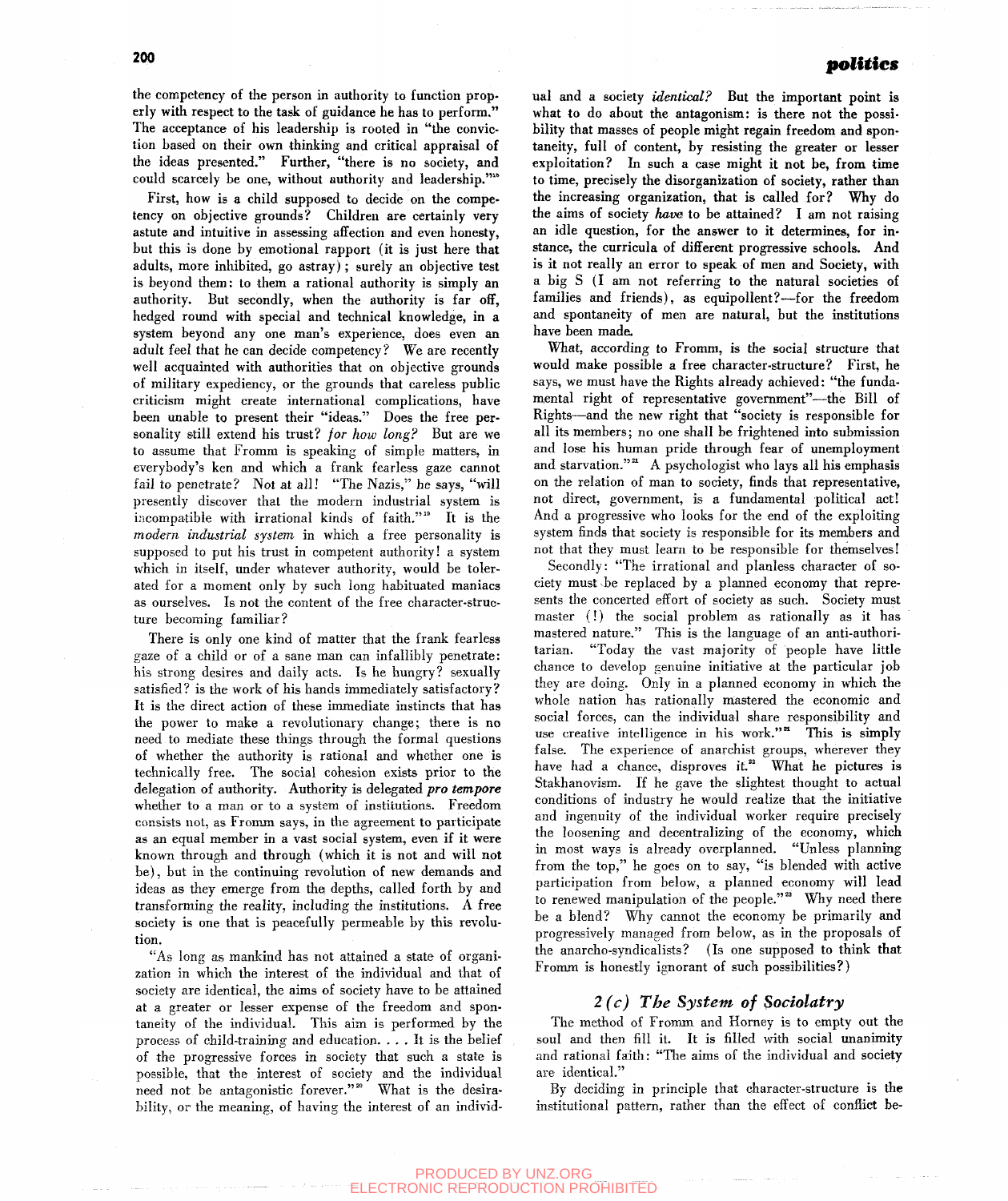the competency of the person in authority to function properly with respect to the task of guidance he has to perform." The acceptance of his leadership is rooted in "the conviction based on their own thinking and critical appraisal of the ideas presented." Further, "there is no society, and could scarcely be one, without authority and leadership."[18]

First, how is a child supposed to decide on the competency on objective grounds? Children are certainly very astute and intuitive in assessing affection and even honesty, but this is done by emotional rapport (it is just here that adults, more inhibited, go astray); surely an objective test is beyond them: to them a rational authority is simply an authority. But secondly, when the authority is far off, hedged round with special and technical knowledge, in a system beyond any one man's experience, does even an adult feel that he can decide competency? We are recently well acquainted with authorities that on objective grounds of military expediency, or the grounds that careless public criticism might create international complications, have been unable to present their "ideas." Does the free personality still extend his trust? *for how long?* But are we to assume that Fromm is speaking of simple matters, in everybody's ken and which a frank fearless gaze cannot fail to penetrate? Not at all! "The Nazis," he says, "will presently discover that the modern industrial system is incompatible with irrational kinds of faith."[19] It is the *modern industrial system* in which a free personality is supposed to put his trust in competent authority! a system which in itself, under whatever authority, would be tolerated for a moment only by such long habituated maniacs as ourselves. Is not the content of the free character-structure becoming familiar?

There is only one kind of matter that the frank fearless gaze of a child or of a sane man can infallibly penetrate: his strong desires and daily acts. Is he hungry? sexually satisfied? is the work of his hands immediately satisfactory? It is the direct action of these immediate instincts that has the power to make a revolutionary change; there is no need to mediate these things through the formal questions of whether the authority is rational and whether one is technically free. The social cohesion exists prior to the delegation of authority. Authority is delegated ***pro tempore*** whether to a man or to a system of institutions. Freedom consists not, as Fromm says, in the agreement to participate as an equal member in a vast social system, even if it were known through and through (which it is not and will not be), but in the continuing revolution of new demands and ideas as they emerge from the depths, called forth by and transforming the reality, including the institutions. A free society is one that is peacefully permeable by this revolution.

"As long as mankind has not attained a state of organization in which the interest of the individual and that of society are identical, the aims of society have to be attained at a greater or lesser expense of the freedom and spontaneity of the individual. This aim is performed by the process of child-training and education. . . . It is the belief of the progressive forces in society that such a state is possible, that the interest of society and the individual need not be antagonistic forever."[20] What is the desirability, or the meaning, of having the interest of an individual and a society *identical?* But the important point is what to do about the antagonism: is there not the possibility that masses of people might regain freedom and spontaneity, full of content, by resisting the greater or lesser exploitation? In such a case might it not be, from time to time, precisely the disorganization of society, rather than the increasing organization, that is called for? Why do the aims of society *have* to be attained? I am not raising an idle question, for the answer to it determines, for instance, the curricula of different progressive schools. And is it not really an error to speak of men and Society, with a big S (I am not referring to the natural societies of families and friends), as equipollent?—for the freedom and spontaneity of men are natural, but the institutions have been made.

What, according to Fromm, is the social structure that would make possible a free character-structure? First, he says, we must have the Rights already achieved: "the fundamental right of representative government"—the Bill of Rights—and the new right that "society is responsible for all its members; no one shall be frightened into submission and lose his human pride through fear of unemployment and starvation."[21] A psychologist who lays all his emphasis on the relation of man to society, finds that representative, not direct, government, is a fundamental political act! And a progressive who looks for the end of the exploiting system finds that society is responsible for its members and not that they must learn to be responsible for themselves!

Secondly: "The irrational and planless character of society must be replaced by a planned economy that represents the concerted effort of society as such. Society must master (!) the social problem as rationally as it has mastered nature." This is the language of an anti-authoritarian. "Today the vast majority of people have little chance to develop genuine initiative at the particular job they are doing. Only in a planned economy in which the whole nation has rationally mastered the economic and social forces, can the individual share responsibility and use creative intelligence in his work."[21] This is simply false. The experience of anarchist groups, wherever they have had a chance, disproves it.[22] What he pictures is Stakhanovism. If he gave the slightest thought to actual conditions of industry he would realize that the initiative and ingenuity of the individual worker require precisely the loosening and decentralizing of the economy, which in most ways is already overplanned. "Unless planning from the top," he goes on to say, "is blended with active participation from below, a planned economy will lead to renewed manipulation of the people."[23] Why need there be a blend? Why cannot the economy be primarily and progressively managed from below, as in the proposals of the anarcho-syndicalists? (Is one supposed to think that Fromm is honestly ignorant of such possibilities?)

## 2(c) The System of Sociolatry

The method of Fromm and Horney is to empty out the soul and then fill it. It is filled with social unanimity and rational faith: "The aims of the individual and society are identical."

By deciding in principle that character-structure is the institutional pattern, rather than the effect of conflict be-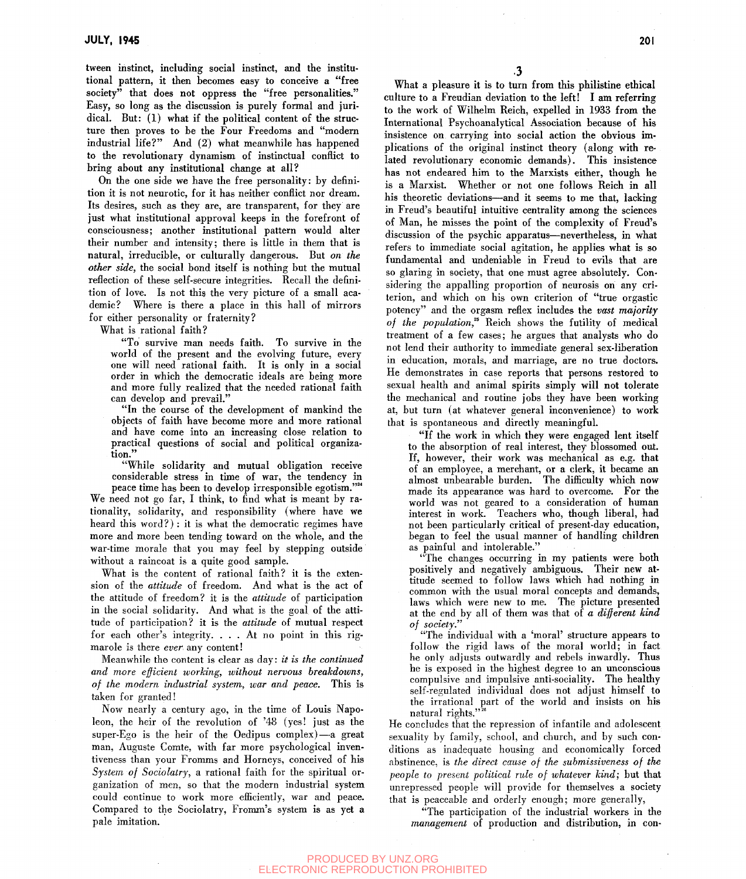tween instinct, including social instinct, and the institutional pattern, it then becomes easy to conceive a "free society" that does not oppress the "free personalities." Easy, so long as the discussion is purely formal and juridical. But: (1) what if the political content of the structure then proves to be the Four Freedoms and "modern industrial life?" And (2) what meanwhile has happened to the revolutionary dynamism of instinctual conflict to bring about any institutional change at all?

On the one side we have the free personality: by definition it is not neurotic, for it has neither conflict nor dream. Its desires, such as they are, are transparent, for they are just what institutional approval keeps in the forefront of consciousness; another institutional pattern would alter their number and intensity; there is little in them that is natural, irreducible, or culturally dangerous. But *on the other side*, the social bond itself is nothing but the mutual reflection of these self-secure integrities. Recall the definition of love. Is not this the very picture of a small academic? Where is there a place in this hall of mirrors for either personality or fraternity?

What is rational faith?

> "To survive man needs faith. To survive in the world of the present and the evolving future, every one will need rational faith. It is only in a social order in which the democratic ideals are being more and more fully realized that the needed rational faith can develop and prevail."
>
> "In the course of the development of mankind the objects of faith have become more and more rational and have come into an increasing close relation to practical questions of social and political organization."
>
> "While solidarity and mutual obligation receive considerable stress in time of war, the tendency in peace time has been to develop irresponsible egotism."[24]

We need not go far, I think, to find what is meant by rationality, solidarity, and responsibility (where have we heard this word?): it is what the democratic regimes have more and more been tending toward on the whole, and the war-time morale that you may feel by stepping outside without a raincoat is a quite good sample.

What is the content of rational faith? it is the extension of the *attitude* of freedom. And what is the act of the attitude of freedom? it is the *attitude* of participation in the social solidarity. And what is the goal of the attitude of participation? it is the *attitude* of mutual respect for each other's integrity. . . . At no point in this rigmarole is there *ever* any content!

Meanwhile the content is clear as day: *it is the continued and more efficient working, without nervous breakdowns, of the modern industrial system, war and peace.* This is taken for granted!

Now nearly a century ago, in the time of Louis Napoleon, the heir of the revolution of '48 (yes! just as the super-Ego is the heir of the Oedipus complex)—a great man, Auguste Comte, with far more psychological inventiveness than your Fromms and Horneys, conceived of his *System of Sociolatry*, a rational faith for the spiritual organization of men, so that the modern industrial system could continue to work more efficiently, war and peace. Compared to the Sociolatry, Fromm's system is as yet a pale imitation.

## 3

What a pleasure it is to turn from this philistine ethical culture to a Freudian deviation to the left! I am referring to the work of Wilhelm Reich, expelled in 1933 from the International Psychoanalytical Association because of his insistence on carrying into social action the obvious implications of the original instinct theory (along with related revolutionary economic demands). This insistence has not endeared him to the Marxists either, though he is a Marxist. Whether or not one follows Reich in all his theoretic deviations—and it seems to me that, lacking in Freud's beautiful intuitive centrality among the sciences of Man, he misses the point of the complexity of Freud's discussion of the psychic apparatus—nevertheless, in what refers to immediate social agitation, he applies what is so fundamental and undeniable in Freud to evils that are so glaring in society, that one must agree absolutely. Considering the appalling proportion of neurosis on any criterion, and which on his own criterion of "true orgastic potency" and the orgasm reflex includes the *vast majority of the population*,[25] Reich shows the futility of medical treatment of a few cases; he argues that analysts who do not lend their authority to immediate general sex-liberation in education, morals, and marriage, are no true doctors. He demonstrates in case reports that persons restored to sexual health and animal spirits simply will not tolerate the mechanical and routine jobs they have been working at, but turn (at whatever general inconvenience) to work that is spontaneous and directly meaningful.

> "If the work in which they were engaged lent itself to the absorption of real interest, they blossomed out. If, however, their work was mechanical as e.g. that of an employee, a merchant, or a clerk, it became an almost unbearable burden. The difficulty which now made its appearance was hard to overcome. For the world was not geared to a consideration of human interest in work. Teachers who, though liberal, had not been particularly critical of present-day education, began to feel the usual manner of handling children as painful and intolerable."
>
> "The changes occurring in my patients were both positively and negatively ambiguous. Their new attitude seemed to follow laws which had nothing in common with the usual moral concepts and demands, laws which were new to me. The picture presented at the end by all of them was that of *a different kind of society*."
>
> "The individual with a 'moral' structure appears to follow the rigid laws of the moral world; in fact he only adjusts outwardly and rebels inwardly. Thus he is exposed in the highest degree to an unconscious compulsive and impulsive anti-sociality. The healthy self-regulated individual does not adjust himself to the irrational part of the world and insists on his natural rights."[26]

He concludes that the repression of infantile and adolescent sexuality by family, school, and church, and by such conditions as inadequate housing and economically forced abstinence, is *the direct cause of the submissiveness of the people to present political rule of whatever kind;* but that unrepressed people will provide for themselves a society that is peaceable and orderly enough; more generally,

> "The participation of the industrial workers in the *management* of production and distribution, in con-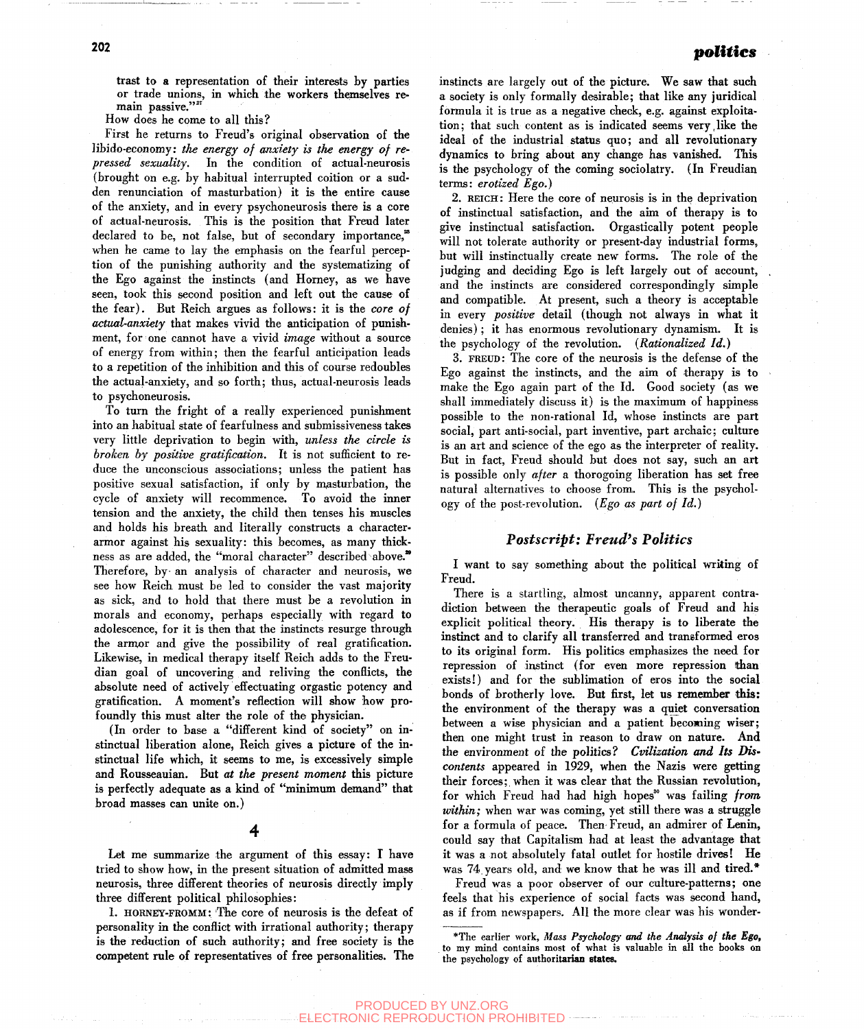trast to a representation of their interests by parties or trade unions, in which the workers themselves remain passive."[27]

How does he come to all this?

First he returns to Freud's original observation of the libido-economy: *the energy of anxiety is the energy of repressed sexuality.* In the condition of actual-neurosis (brought on e.g. by habitual interrupted coition or a sudden renunciation of masturbation) it is the entire cause of the anxiety, and in every psychoneurosis there is a core of actual-neurosis. This is the position that Freud later declared to be, not false, but of secondary importance,[28] when he came to lay the emphasis on the fearful perception of the punishing authority and the systematizing of the Ego against the instincts (and Horney, as we have seen, took this second position and left out the cause of the fear). But Reich argues as follows: it is the *core of actual-anxiety* that makes vivid the anticipation of punishment, for one cannot have a vivid *image* without a source of energy from within; then the fearful anticipation leads to a repetition of the inhibition and this of course redoubles the actual-anxiety, and so forth; thus, actual-neurosis leads to psychoneurosis.

To turn the fright of a really experienced punishment into an habitual state of fearfulness and submissiveness takes very little deprivation to begin with, *unless the circle is broken by positive gratification.* It is not sufficient to reduce the unconscious associations; unless the patient has positive sexual satisfaction, if only by masturbation, the cycle of anxiety will recommence. To avoid the inner tension and the anxiety, the child then tenses his muscles and holds his breath and literally constructs a character-armor against his sexuality: this becomes, as many thickness as are added, the "moral character" described above.[29] Therefore, by an analysis of character and neurosis, we see how Reich must be led to consider the vast majority as sick, and to hold that there must be a revolution in morals and economy, perhaps especially with regard to adolescence, for it is then that the instincts resurge through the armor and give the possibility of real gratification. Likewise, in medical therapy itself Reich adds to the Freudian goal of uncovering and reliving the conflicts, the absolute need of actively effectuating orgastic potency and gratification. A moment's reflection will show how profoundly this must alter the role of the physician.

(In order to base a "different kind of society" on instinctual liberation alone, Reich gives a picture of the instinctual life which, it seems to me, is excessively simple and Rousseauian. But *at the present moment* this picture is perfectly adequate as a kind of "minimum demand" that broad masses can unite on.)

## 4

Let me summarize the argument of this essay: I have tried to show how, in the present situation of admitted mass neurosis, three different theories of neurosis directly imply three different political philosophies:

1. HORNEY-FROMM: The core of neurosis is the defeat of personality in the conflict with irrational authority; therapy is the reduction of such authority; and free society is the competent rule of representatives of free personalities. The instincts are largely out of the picture. We saw that such a society is only formally desirable; that like any juridical formula it is true as a negative check, e.g. against exploitation; that such content as is indicated seems very like the ideal of the industrial status quo; and all revolutionary dynamics to bring about any change has vanished. This is the psychology of the coming sociolatry. (In Freudian terms: *erotized Ego.*)

2. REICH: Here the core of neurosis is in the deprivation of instinctual satisfaction, and the aim of therapy is to give instinctual satisfaction. Orgastically potent people will not tolerate authority or present-day industrial forms, but will instinctually create new forms. The role of the judging and deciding Ego is left largely out of account, and the instincts are considered correspondingly simple and compatible. At present, such a theory is acceptable in every *positive* detail (though not always in what it denies); it has enormous revolutionary dynamism. It is the psychology of the revolution. (*Rationalized Id.*)

3. FREUD: The core of the neurosis is the defense of the Ego against the instincts, and the aim of therapy is to make the Ego again part of the Id. Good society (as we shall immediately discuss it) is the maximum of happiness possible to the non-rational Id, whose instincts are part social, part anti-social, part inventive, part archaic; culture is an art and science of the ego as the interpreter of reality. But in fact, Freud should but does not say, such an art is possible only *after* a thorogoing liberation has set free natural alternatives to choose from. This is the psychology of the post-revolution. (*Ego as part of Id.*)

### Postscript: Freud's Politics

I want to say something about the political writing of Freud.

There is a startling, almost uncanny, apparent contradiction between the therapeutic goals of Freud and his explicit political theory. His therapy is to liberate the instinct and to clarify all transferred and transformed eros to its original form. His politics emphasizes the need for repression of instinct (for even more repression than exists!) and for the sublimation of eros into the social bonds of brotherly love. But first, let us remember this: the environment of the therapy was a quiet conversation between a wise physician and a patient becoming wiser; then one might trust in reason to draw on nature. And the environment of the politics? *Civilization and Its Discontents* appeared in 1929, when the Nazis were getting their forces; when it was clear that the Russian revolution, for which Freud had had high hopes[30] was failing *from within*; when war was coming, yet still there was a struggle for a formula of peace. Then Freud, an admirer of Lenin, could say that Capitalism had at least the advantage that it was a not absolutely fatal outlet for hostile drives! He was 74 years old, and we know that he was ill and tired.*

Freud was a poor observer of our culture-patterns; one feels that his experience of social facts was second hand, as if from newspapers. All the more clear was his wonder-

*The earlier work, *Mass Psychology and the Analysis of the Ego*, to my mind contains most of what is valuable in all the books on the psychology of authoritarian states.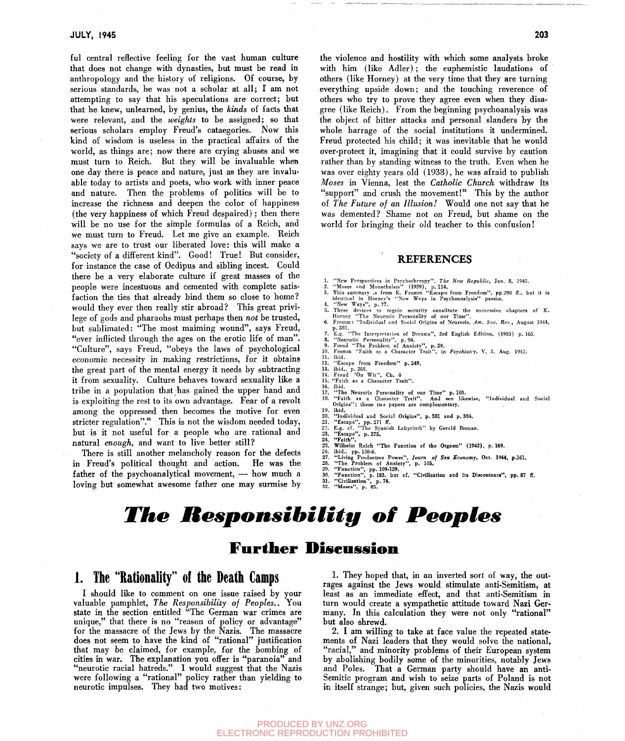ful central reflective feeling for the vast human culture that does not change with dynasties, but must be read in anthropology and the history of religions. Of course, by serious standards, he was not a scholar at all; I am not attempting to say that his speculations are correct; but that he knew, unlearned, by genius, the *kinds* of facts that were relevant, and the *weights* to be assigned; so that serious scholars employ Freud's cataegories. Now this kind of wisdom is useless in the practical affairs of the world, as things are; now there are crying abuses and we must turn to Reich. But they will be invaluable when one day there is peace and nature, just as they are invaluable today to artists and poets, who work with inner peace and nature. Then the problems of politics will be to increase the richness and deepen the color of happiness (the very happiness of which Freud despaired); then there will be no use for the simple formulas of a Reich, and we must turn to Freud. Let me give an example. Reich says we are to trust our liberated love: this will make a "society of a different kind". Good! True! But consider, for instance the case of Oedipus and sibling incest. Could there be a very elaborate culture if great masses of the people were incestuous and cemented with complete satisfaction the ties that already bind them so close to home? would they ever then really stir abroad? This great privilege of gods and pharaohs must perhaps then *not* be trusted, but sublimated: "The most maiming wound", says Freud, "ever inflicted through the ages on the erotic life of man". "Culture", says Freud, "obeys the laws of psychological economic necessity in making restrictions, for it obtains the great part of the mental energy it needs by subtracting it from sexuality. Culture behaves toward sexuality like a tribe in a population that has gained the upper hand and is exploiting the rest to its own advantage. Fear of a revolt among the oppressed then becomes the motive for even stricter regulation".[31] This is not the wisdom needed today, but is it not useful for a people who are rational and natural *enough*, and want to live better still?

There is still another melancholy reason for the defects in Freud's political thought and action. He was the father of the psychoanalytical movement, — how much a loving but somewhat awesome father one may surmise by the violence and hostility with which some analysts broke with him (like Adler); the euphemistic laudations of others (like Horney) at the very time that they are turning everything upside down; and the touching reverence of others who try to prove they agree even when they disagree (like Reich). From the beginning psychoanalysis was the object of bitter attacks and personal slanders by the whole barrage of the social institutions it undermined. Freud protected his child; it was inevitable that he would over-protect it, imagining that it could survive by caution rather than by standing witness to the truth. Even when he was over eighty years old (1938), he was afraid to publish *Moses* in Vienna, lest the *Catholic Church* withdraw its "support" and crush the movement![32] This by the author of *The Future of an Illusion!* Would one not say that he was demented? Shame not on Freud, but shame on the world for bringing their old teacher to this confusion!

## REFERENCES

1. "New Perspectives in Psychotherapy". *The New Republic*, Jan. 8, 1945.
2. "Moses and Monotheism" (1939), p. 114.
3. This summary is from E. Fromm "Escape from Freedom", pp.290 ff., but it is identical in Horney's "New Ways in Psychoanalysis" passim.
4. "New Ways", p. 77.
5. These devices to regain security constitute the successive chapters of K. Horney "The Neurotic Personality of our Time".
6. Fromm: "Individual and Social Origins of Neurosis, *Am. Soc. Rev.*, August 1944, p. 381.
7. E.g. "The Interpretation of Dreams", 3rd English Edition, (1933) p. 165.
8. "Neurotic Personality", p. 96.
9. Freud "The Problem of Anxiety", p. 29.
10. Fromm "Faith as a Character Trait", in *Psychiatry*, V. 3, Aug. 1942.
11. ibid.
12. "Escape from Freedom" p. 249.
13. ibid., p. 258.
14. Freud 'On Wit", Ch. 6
15. "Faith as a Character Trait".
16. ibid.
17. "The Neurotic Personality of our Time" p. 105.
18. "Faith as a Character Trait". And see likewise, "Individual and Social Origins"; these two papers are complementary.
19. ibid.
20. "Individual and Social Origins", p. 381 and p. 384.
21. "Escape", pp. 271 ff.
22. E.g. cf. "The Spanish Labyrinth" by Gerald Brenan.
23. "Escape", p. 275.
24. "Faith".
25. Wilhelm Reich "The Function of the Orgasm" (1942), p. 169.
26. ibid., pp. 150-6.
27. "Living Productive Power", *Journ of Sex Economy*, Oct. 1944, p.161.
28. "The Problem of Anxiety", p. 105.
29. "Function", pp. 109-129.
30. "Function", p. 183, but cf. "Civilization and its Discontents", pp. 87 ff.
31. "Civilization", p. 74.
32. "Moses", p. 85.

# *The Responsibility of Peoples*

## Further Discussion

### 1. The "Rationality" of the Death Camps

I should like to comment on one issue raised by your valuable pamphlet, *The Responsibility of Peoples*. You state in the section entitled "The German war crimes are unique," that there is no "reason of policy or advantage" for the massacre of the Jews by the Nazis. The massacre does not seem to have the kind of "rational" justification that may be claimed, for example, for the bombing of cities in war. The explanation you offer is "paranoia" and "neurotic racial hatreds." I would suggest that the Nazis were following a "rational" policy rather than yielding to neurotic impulses. They had two motives:

1. They hoped that, in an inverted sort of way, the outrages against the Jews would stimulate anti-Semitism, at least as an immediate effect, and that anti-Semitism in turn would create a sympathetic attitude toward Nazi Germany. In this calculation they were not only "rational" but also shrewd.

2. I am willing to take at face value the repeated statements of Nazi leaders that they would solve the national, "racial," and minority problems of their European system by abolishing bodily some of the minorities, notably Jews and Poles. That a German party should have an anti-Semitic program and wish to seize parts of Poland is not in itself strange; but, given such policies, the Nazis would